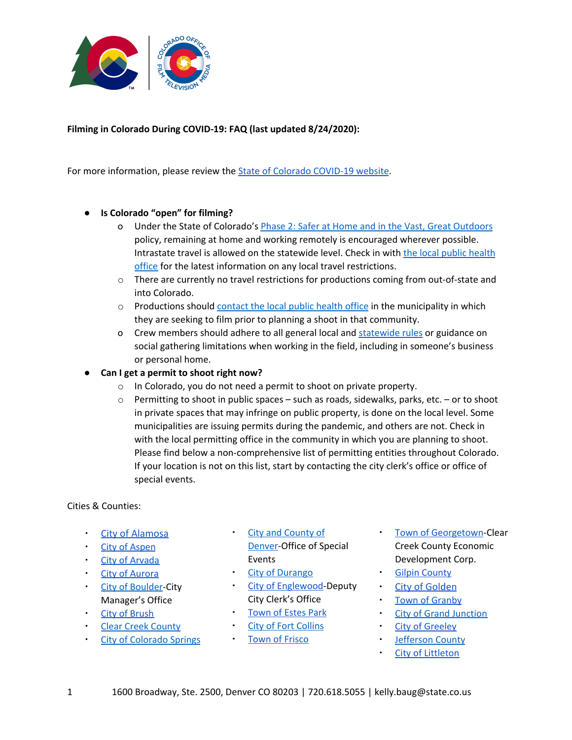**Filming in Colorado During COVID-19: FAQ (last updated 8/24/2020):**

For more information, please review the State of Colorado COVID-19 website.

- **Is Colorado "open" for filming?**
  - Under the State of Colorado's Phase 2: Safer at Home and in the Vast, Great Outdoors policy, remaining at home and working remotely is encouraged wherever possible. Intrastate travel is allowed on the statewide level. Check in with the local public health office for the latest information on any local travel restrictions.
  - There are currently no travel restrictions for productions coming from out-of-state and into Colorado.
  - Productions should contact the local public health office in the municipality in which they are seeking to film prior to planning a shoot in that community.
  - Crew members should adhere to all general local and statewide rules or guidance on social gathering limitations when working in the field, including in someone's business or personal home.
- **Can I get a permit to shoot right now?**
  - In Colorado, you do not need a permit to shoot on private property.
  - Permitting to shoot in public spaces – such as roads, sidewalks, parks, etc. – or to shoot in private spaces that may infringe on public property, is done on the local level. Some municipalities are issuing permits during the pandemic, and others are not. Check in with the local permitting office in the community in which you are planning to shoot. Please find below a non-comprehensive list of permitting entities throughout Colorado. If your location is not on this list, start by contacting the city clerk's office or office of special events.

Cities & Counties:

- City of Alamosa
- City of Aspen
- City of Arvada
- City of Aurora
- City of Boulder-City Manager's Office
- City of Brush
- Clear Creek County
- City of Colorado Springs
- City and County of Denver-Office of Special Events
- City of Durango
- City of Englewood-Deputy City Clerk's Office
- Town of Estes Park
- City of Fort Collins
- Town of Frisco
- Town of Georgetown-Clear Creek County Economic Development Corp.
- Gilpin County
- City of Golden
- Town of Granby
- City of Grand Junction
- City of Greeley
- Jefferson County
- City of Littleton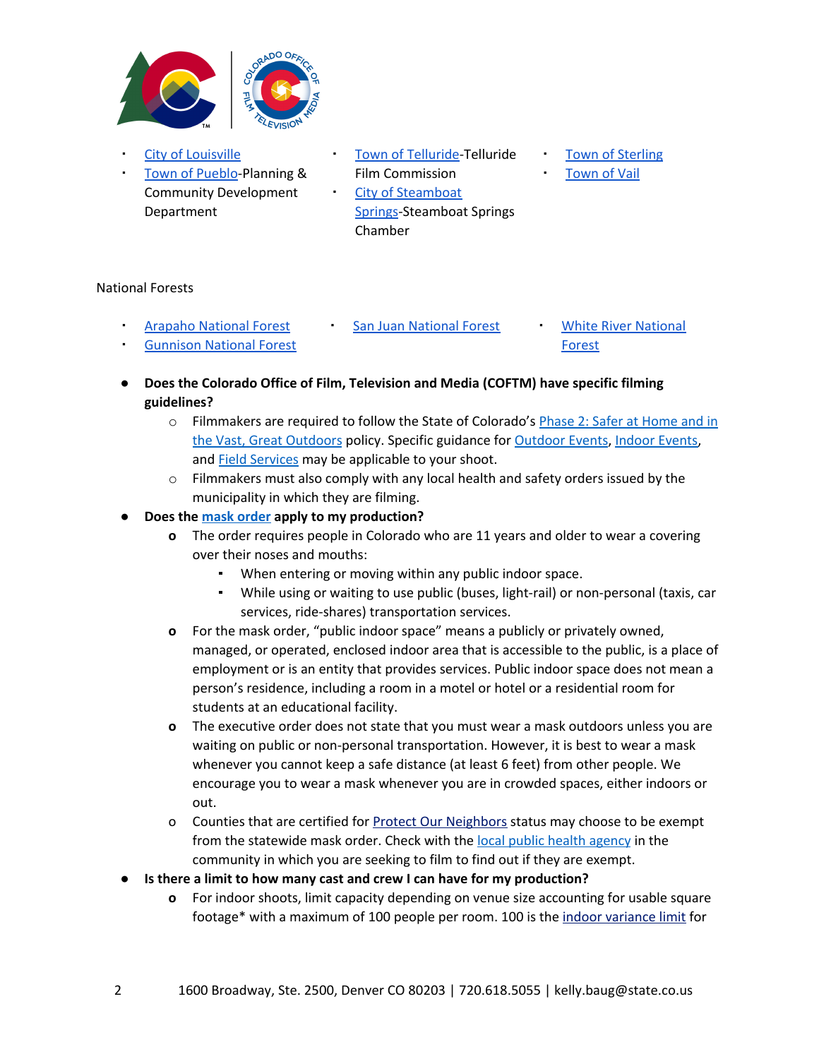- City of Louisville
- Town of Pueblo-Planning & Community Development Department
- Town of Telluride-Telluride Film Commission
- City of Steamboat Springs-Steamboat Springs Chamber
- Town of Sterling
- Town of Vail

National Forests

- Arapaho National Forest
- Gunnison National Forest
- San Juan National Forest
- White River National Forest

- **Does the Colorado Office of Film, Television and Media (COFTM) have specific filming guidelines?**
  - Filmmakers are required to follow the State of Colorado's Phase 2: Safer at Home and in the Vast, Great Outdoors policy. Specific guidance for Outdoor Events, Indoor Events, and Field Services may be applicable to your shoot.
  - Filmmakers must also comply with any local health and safety orders issued by the municipality in which they are filming.
- **Does the mask order apply to my production?**
  - The order requires people in Colorado who are 11 years and older to wear a covering over their noses and mouths:
    - When entering or moving within any public indoor space.
    - While using or waiting to use public (buses, light-rail) or non-personal (taxis, car services, ride-shares) transportation services.
  - For the mask order, "public indoor space" means a publicly or privately owned, managed, or operated, enclosed indoor area that is accessible to the public, is a place of employment or is an entity that provides services. Public indoor space does not mean a person's residence, including a room in a motel or hotel or a residential room for students at an educational facility.
  - The executive order does not state that you must wear a mask outdoors unless you are waiting on public or non-personal transportation. However, it is best to wear a mask whenever you cannot keep a safe distance (at least 6 feet) from other people. We encourage you to wear a mask whenever you are in crowded spaces, either indoors or out.
  - Counties that are certified for Protect Our Neighbors status may choose to be exempt from the statewide mask order. Check with the local public health agency in the community in which you are seeking to film to find out if they are exempt.
- **Is there a limit to how many cast and crew I can have for my production?**
  - For indoor shoots, limit capacity depending on venue size accounting for usable square footage* with a maximum of 100 people per room. 100 is the indoor variance limit for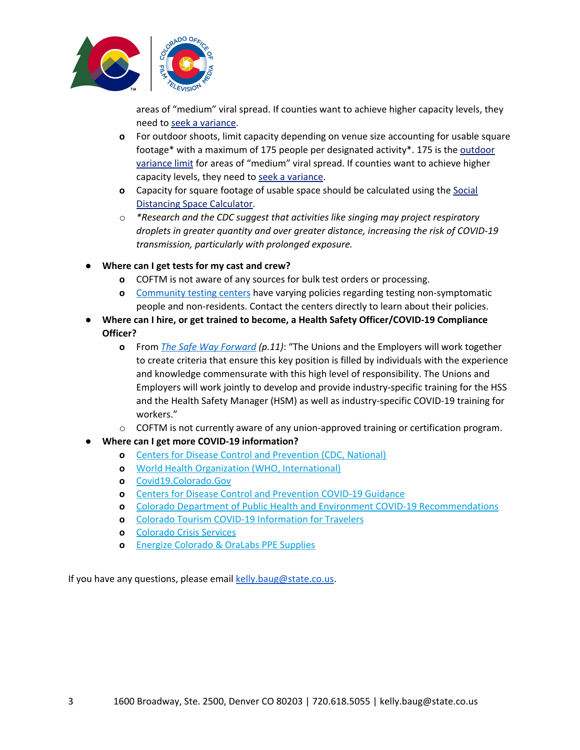areas of "medium" viral spread. If counties want to achieve higher capacity levels, they need to [seek a variance].

- For outdoor shoots, limit capacity depending on venue size accounting for usable square footage* with a maximum of 175 people per designated activity*. 175 is the [outdoor variance limit] for areas of "medium" viral spread. If counties want to achieve higher capacity levels, they need to [seek a variance].
- Capacity for square footage of usable space should be calculated using the [Social Distancing Space Calculator].
- *\*Research and the CDC suggest that activities like singing may project respiratory droplets in greater quantity and over greater distance, increasing the risk of COVID-19 transmission, particularly with prolonged exposure.*

- **Where can I get tests for my cast and crew?**
  - COFTM is not aware of any sources for bulk test orders or processing.
  - [Community testing centers] have varying policies regarding testing non-symptomatic people and non-residents. Contact the centers directly to learn about their policies.
- **Where can I hire, or get trained to become, a Health Safety Officer/COVID-19 Compliance Officer?**
  - From *[The Safe Way Forward]* *(p.11)*: "The Unions and the Employers will work together to create criteria that ensure this key position is filled by individuals with the experience and knowledge commensurate with this high level of responsibility. The Unions and Employers will work jointly to develop and provide industry-specific training for the HSS and the Health Safety Manager (HSM) as well as industry-specific COVID-19 training for workers."
  - COFTM is not currently aware of any union-approved training or certification program.
- **Where can I get more COVID-19 information?**
  - [Centers for Disease Control and Prevention (CDC, National)]
  - [World Health Organization (WHO, International)]
  - [Covid19.Colorado.Gov]
  - [Centers for Disease Control and Prevention COVID-19 Guidance]
  - [Colorado Department of Public Health and Environment COVID-19 Recommendations]
  - [Colorado Tourism COVID-19 Information for Travelers]
  - [Colorado Crisis Services]
  - [Energize Colorado & OraLabs PPE Supplies]

If you have any questions, please email kelly.baug@state.co.us.